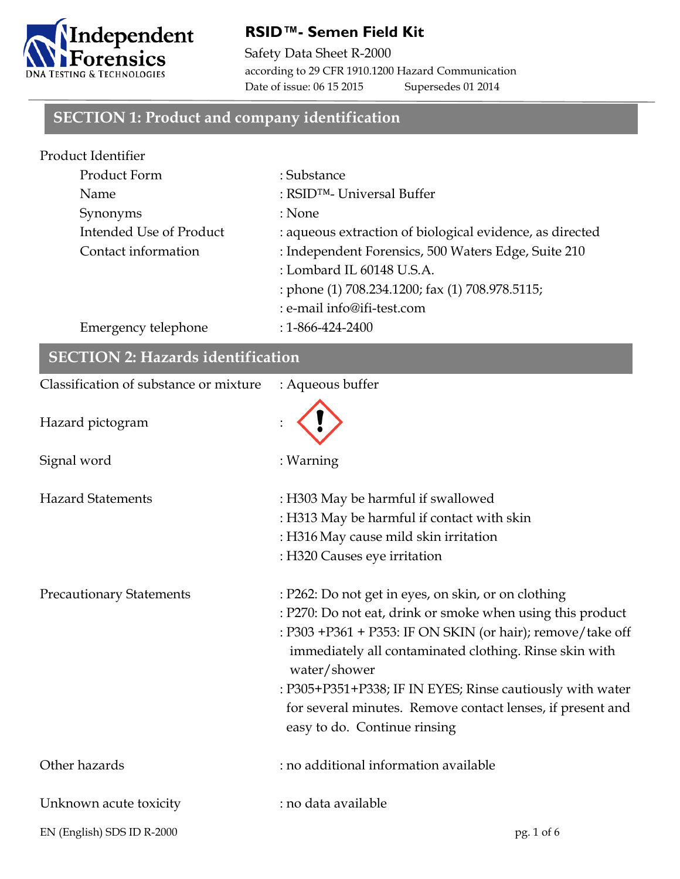# RSID™- Semen Field Kit

Safety Data Sheet R-2000

according to 29 CFR 1910.1200 Hazard Communication

Date of issue: 06 15 2015 Supersedes 01 2014

## SECTION 1: Product and company identification

Product Identifier

| | |
|---|---|
| Product Form | : Substance |
| Name | : RSID™- Universal Buffer |
| Synonyms | : None |
| Intended Use of Product | : aqueous extraction of biological evidence, as directed |
| Contact information | : Independent Forensics, 500 Waters Edge, Suite 210 |
| | : Lombard IL 60148 U.S.A. |
| | : phone (1) 708.234.1200; fax (1) 708.978.5115; |
| | : e-mail info@ifi-test.com |
| Emergency telephone | : 1-866-424-2400 |

## SECTION 2: Hazards identification

Classification of substance or mixture : Aqueous buffer

Hazard pictogram :

Signal word : Warning

Hazard Statements
: H303 May be harmful if swallowed
: H313 May be harmful if contact with skin
: H316 May cause mild skin irritation
: H320 Causes eye irritation

Precautionary Statements
: P262: Do not get in eyes, on skin, or on clothing
: P270: Do not eat, drink or smoke when using this product
: P303 +P361 + P353: IF ON SKIN (or hair); remove/take off immediately all contaminated clothing. Rinse skin with water/shower
: P305+P351+P338; IF IN EYES; Rinse cautiously with water for several minutes. Remove contact lenses, if present and easy to do. Continue rinsing

Other hazards : no additional information available

Unknown acute toxicity : no data available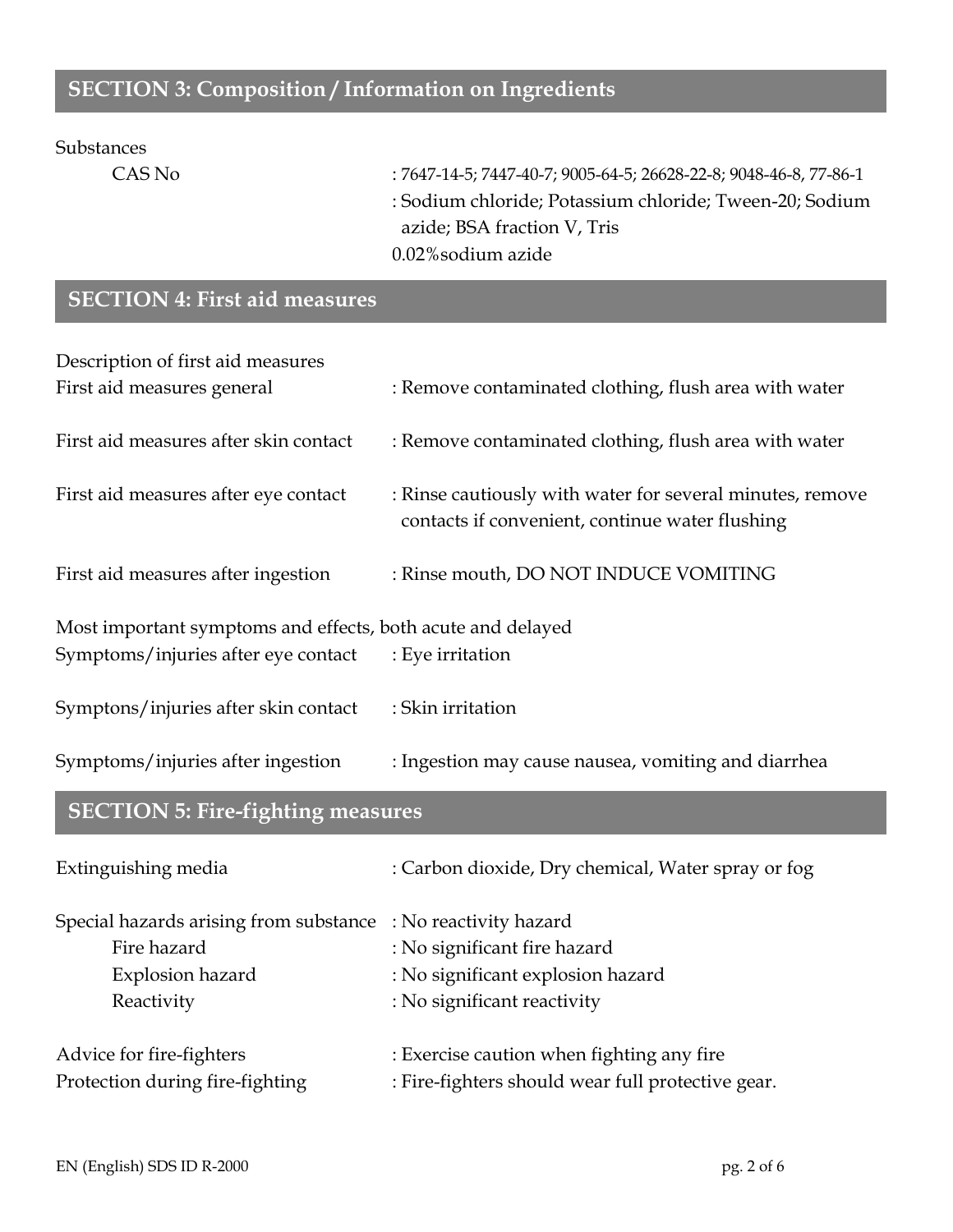## SECTION 3: Composition / Information on Ingredients

Substances

| | |
|---|---|
| CAS No | : 7647-14-5; 7447-40-7; 9005-64-5; 26628-22-8; 9048-46-8, 77-86-1 |
| | : Sodium chloride; Potassium chloride; Tween-20; Sodium azide; BSA fraction V, Tris |
| | 0.02%sodium azide |

## SECTION 4: First aid measures

Description of first aid measures

| | |
|---|---|
| First aid measures general | : Remove contaminated clothing, flush area with water |
| First aid measures after skin contact | : Remove contaminated clothing, flush area with water |
| First aid measures after eye contact | : Rinse cautiously with water for several minutes, remove contacts if convenient, continue water flushing |
| First aid measures after ingestion | : Rinse mouth, DO NOT INDUCE VOMITING |

Most important symptoms and effects, both acute and delayed

| | |
|---|---|
| Symptoms/injuries after eye contact | : Eye irritation |
| Symptons/injuries after skin contact | : Skin irritation |
| Symptoms/injuries after ingestion | : Ingestion may cause nausea, vomiting and diarrhea |

## SECTION 5: Fire-fighting measures

| | |
|---|---|
| Extinguishing media | : Carbon dioxide, Dry chemical, Water spray or fog |
| Special hazards arising from substance | : No reactivity hazard |
| Fire hazard | : No significant fire hazard |
| Explosion hazard | : No significant explosion hazard |
| Reactivity | : No significant reactivity |
| Advice for fire-fighters | : Exercise caution when fighting any fire |
| Protection during fire-fighting | : Fire-fighters should wear full protective gear. |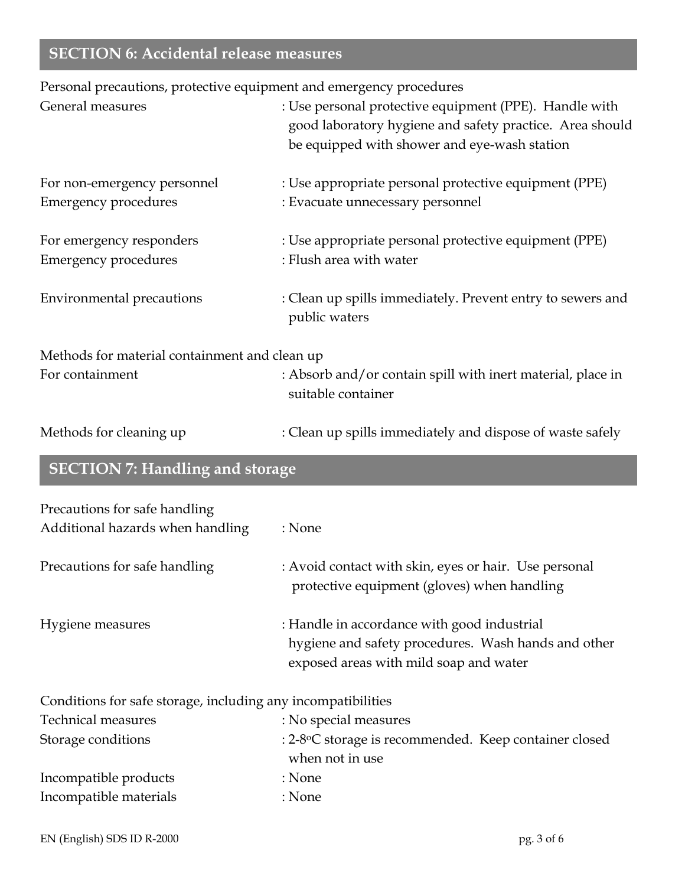## SECTION 6: Accidental release measures

Personal precautions, protective equipment and emergency procedures

| | |
|---|---|
| General measures | : Use personal protective equipment (PPE). Handle with good laboratory hygiene and safety practice. Area should be equipped with shower and eye-wash station |
| For non-emergency personnel | : Use appropriate personal protective equipment (PPE) |
| Emergency procedures | : Evacuate unnecessary personnel |
| For emergency responders | : Use appropriate personal protective equipment (PPE) |
| Emergency procedures | : Flush area with water |
| Environmental precautions | : Clean up spills immediately. Prevent entry to sewers and public waters |

Methods for material containment and clean up

| | |
|---|---|
| For containment | : Absorb and/or contain spill with inert material, place in suitable container |
| Methods for cleaning up | : Clean up spills immediately and dispose of waste safely |

## SECTION 7: Handling and storage

Precautions for safe handling

| | |
|---|---|
| Additional hazards when handling | : None |
| Precautions for safe handling | : Avoid contact with skin, eyes or hair. Use personal protective equipment (gloves) when handling |
| Hygiene measures | : Handle in accordance with good industrial hygiene and safety procedures. Wash hands and other exposed areas with mild soap and water |

Conditions for safe storage, including any incompatibilities

| | |
|---|---|
| Technical measures | : No special measures |
| Storage conditions | : 2-8$^{o}$C storage is recommended. Keep container closed when not in use |
| Incompatible products | : None |
| Incompatible materials | : None |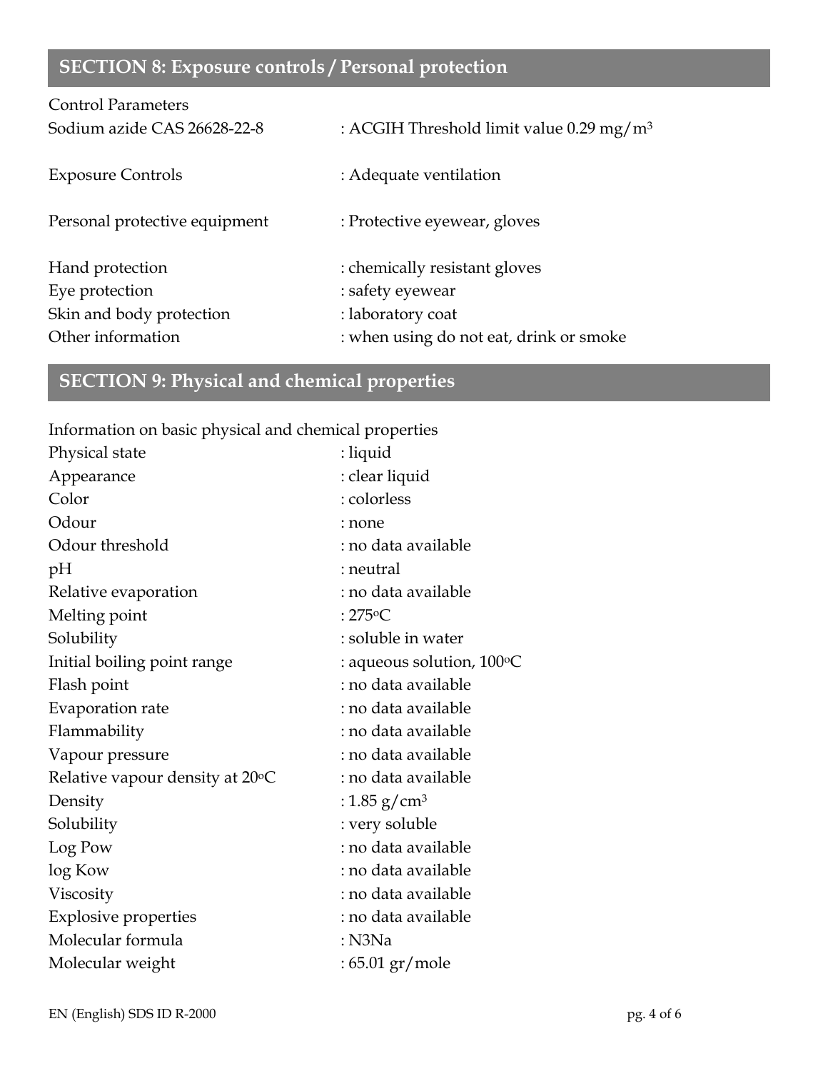## SECTION 8: Exposure controls / Personal protection

Control Parameters

| | |
|---|---|
| Sodium azide CAS 26628-22-8 | : ACGIH Threshold limit value 0.29 $mg/m^3$ |
| Exposure Controls | : Adequate ventilation |
| Personal protective equipment | : Protective eyewear, gloves |
| Hand protection | : chemically resistant gloves |
| Eye protection | : safety eyewear |
| Skin and body protection | : laboratory coat |
| Other information | : when using do not eat, drink or smoke |

## SECTION 9: Physical and chemical properties

Information on basic physical and chemical properties

| | |
|---|---|
| Physical state | : liquid |
| Appearance | : clear liquid |
| Color | : colorless |
| Odour | : none |
| Odour threshold | : no data available |
| pH | : neutral |
| Relative evaporation | : no data available |
| Melting point | : 275$^{o}$C |
| Solubility | : soluble in water |
| Initial boiling point range | : aqueous solution, 100$^{o}$C |
| Flash point | : no data available |
| Evaporation rate | : no data available |
| Flammability | : no data available |
| Vapour pressure | : no data available |
| Relative vapour density at 20$^{o}$C | : no data available |
| Density | : 1.85 $g/cm^3$ |
| Solubility | : very soluble |
| Log Pow | : no data available |
| log Kow | : no data available |
| Viscosity | : no data available |
| Explosive properties | : no data available |
| Molecular formula | : N3Na |
| Molecular weight | : 65.01 gr/mole |

EN (English) SDS ID R-2000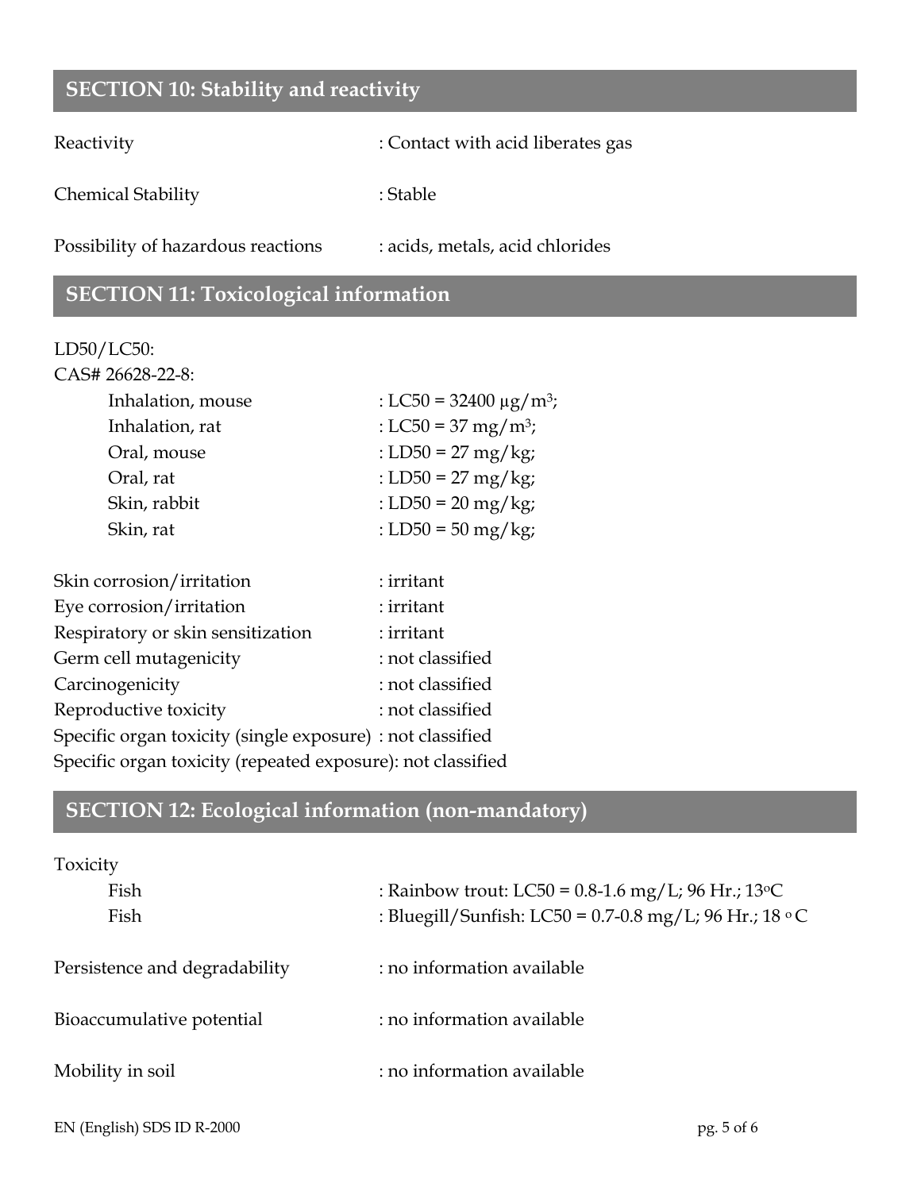## SECTION 10: Stability and reactivity

Reactivity : Contact with acid liberates gas

Chemical Stability : Stable

Possibility of hazardous reactions : acids, metals, acid chlorides

## SECTION 11: Toxicological information

LD50/LC50:

CAS# 26628-22-8:

- Inhalation, mouse : LC50 = 32400 µg/m$^3$;
- Inhalation, rat : LC50 = 37 mg/m$^3$;
- Oral, mouse : LD50 = 27 mg/kg;
- Oral, rat : LD50 = 27 mg/kg;
- Skin, rabbit : LD50 = 20 mg/kg;
- Skin, rat : LD50 = 50 mg/kg;

Skin corrosion/irritation : irritant
Eye corrosion/irritation : irritant
Respiratory or skin sensitization : irritant
Germ cell mutagenicity : not classified
Carcinogenicity : not classified
Reproductive toxicity : not classified
Specific organ toxicity (single exposure) : not classified
Specific organ toxicity (repeated exposure): not classified

## SECTION 12: Ecological information (non-mandatory)

Toxicity

- Fish : Rainbow trout: LC50 = 0.8-1.6 mg/L; 96 Hr.; 13°C
- Fish : Bluegill/Sunfish: LC50 = 0.7-0.8 mg/L; 96 Hr.; 18 °C

Persistence and degradability : no information available

Bioaccumulative potential : no information available

Mobility in soil : no information available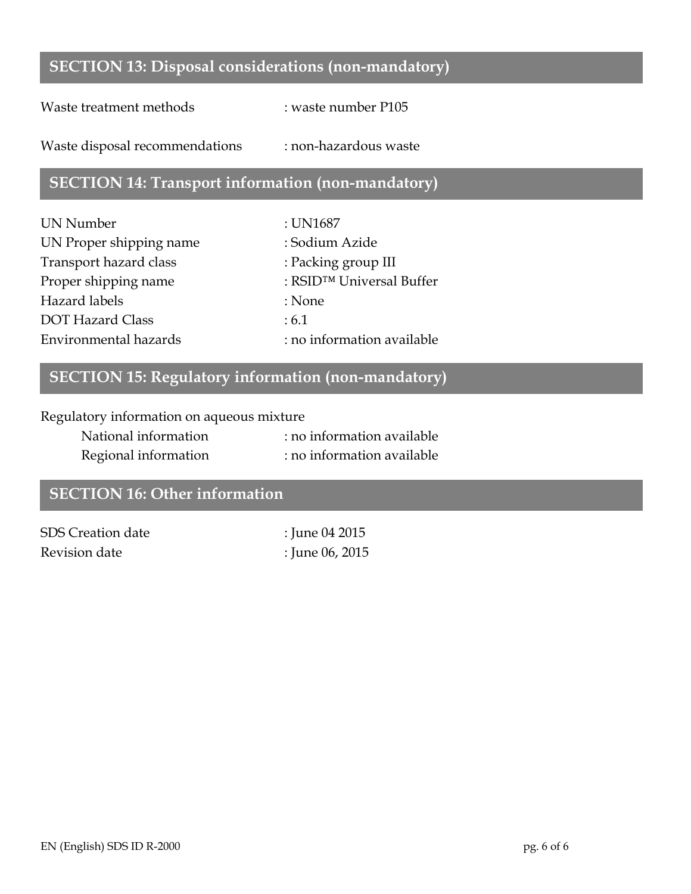## SECTION 13: Disposal considerations (non-mandatory)

Waste treatment methods : waste number P105

Waste disposal recommendations : non-hazardous waste

## SECTION 14: Transport information (non-mandatory)

UN Number : UN1687
UN Proper shipping name : Sodium Azide
Transport hazard class : Packing group III
Proper shipping name : RSID™ Universal Buffer
Hazard labels : None
DOT Hazard Class : 6.1
Environmental hazards : no information available

## SECTION 15: Regulatory information (non-mandatory)

Regulatory information on aqueous mixture

National information : no information available
Regional information : no information available

## SECTION 16: Other information

SDS Creation date : June 04 2015
Revision date : June 06, 2015